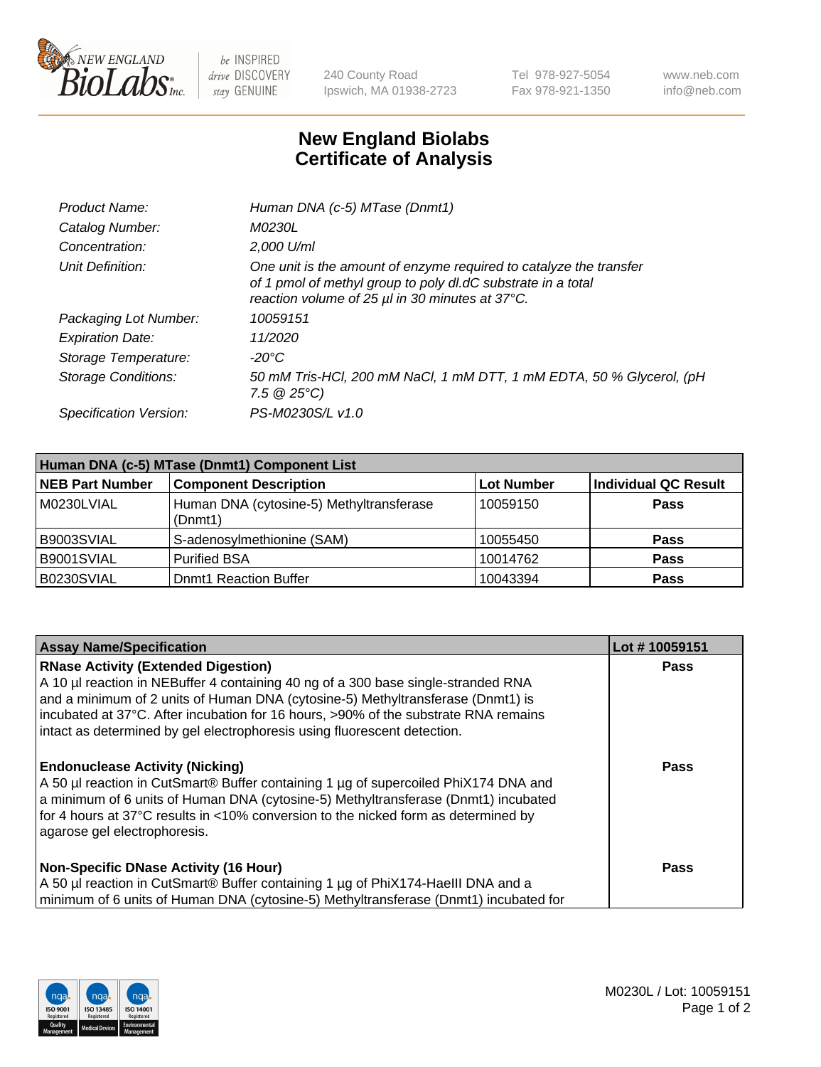New England BioLabs Inc. — be INSPIRED drive DISCOVERY stay GENUINE

240 County Road
Ipswich, MA 01938-2723

Tel 978-927-5054
Fax 978-921-1350

www.neb.com
info@neb.com

# New England Biolabs Certificate of Analysis

| | |
|---|---|
| *Product Name:* | *Human DNA (c-5) MTase (Dnmt1)* |
| *Catalog Number:* | *M0230L* |
| *Concentration:* | *2,000 U/ml* |
| *Unit Definition:* | *One unit is the amount of enzyme required to catalyze the transfer of 1 pmol of methyl group to poly dI.dC substrate in a total reaction volume of 25 µl in 30 minutes at 37°C.* |
| *Packaging Lot Number:* | *10059151* |
| *Expiration Date:* | *11/2020* |
| *Storage Temperature:* | *-20°C* |
| *Storage Conditions:* | *50 mM Tris-HCl, 200 mM NaCl, 1 mM DTT, 1 mM EDTA, 50 % Glycerol, (pH 7.5 @ 25°C)* |
| *Specification Version:* | *PS-M0230S/L v1.0* |

| **Human DNA (c-5) MTase (Dnmt1) Component List** | | | |
|---|---|---|---|
| **NEB Part Number** | **Component Description** | **Lot Number** | **Individual QC Result** |
| M0230LVIAL | Human DNA (cytosine-5) Methyltransferase (Dnmt1) | 10059150 | **Pass** |
| B9003SVIAL | S-adenosylmethionine (SAM) | 10055450 | **Pass** |
| B9001SVIAL | Purified BSA | 10014762 | **Pass** |
| B0230SVIAL | Dnmt1 Reaction Buffer | 10043394 | **Pass** |

| **Assay Name/Specification** | **Lot # 10059151** |
|---|---|
| **RNase Activity (Extended Digestion)**<br>A 10 µl reaction in NEBuffer 4 containing 40 ng of a 300 base single-stranded RNA and a minimum of 2 units of Human DNA (cytosine-5) Methyltransferase (Dnmt1) is incubated at 37°C. After incubation for 16 hours, >90% of the substrate RNA remains intact as determined by gel electrophoresis using fluorescent detection. | **Pass** |
| **Endonuclease Activity (Nicking)**<br>A 50 µl reaction in CutSmart® Buffer containing 1 µg of supercoiled PhiX174 DNA and a minimum of 6 units of Human DNA (cytosine-5) Methyltransferase (Dnmt1) incubated for 4 hours at 37°C results in <10% conversion to the nicked form as determined by agarose gel electrophoresis. | **Pass** |
| **Non-Specific DNase Activity (16 Hour)**<br>A 50 µl reaction in CutSmart® Buffer containing 1 µg of PhiX174-HaeIII DNA and a minimum of 6 units of Human DNA (cytosine-5) Methyltransferase (Dnmt1) incubated for | **Pass** |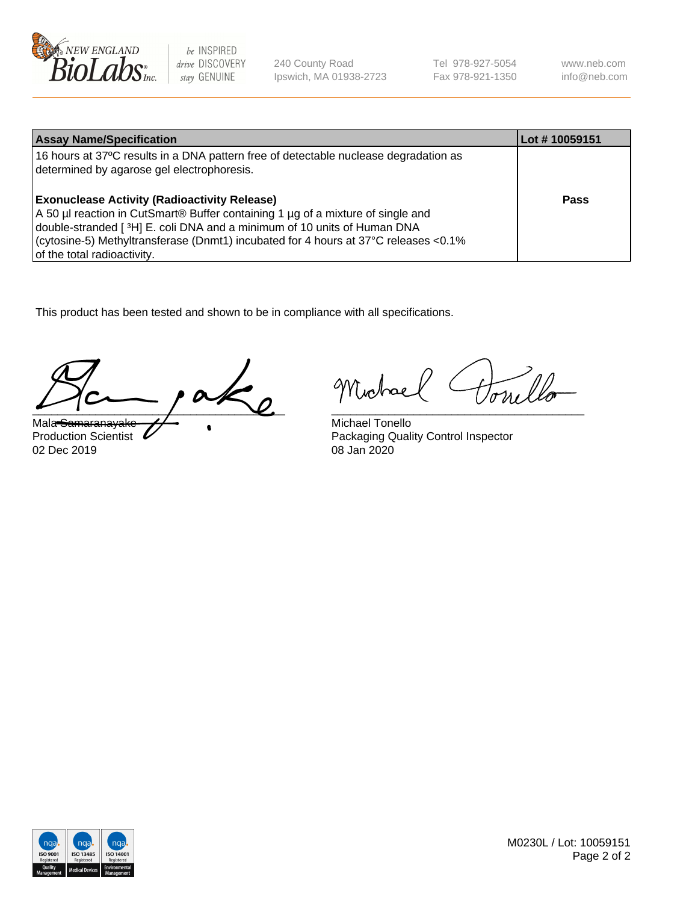240 County Road
Ipswich, MA 01938-2723

Tel 978-927-5054
Fax 978-921-1350

www.neb.com
info@neb.com

| Assay Name/Specification | Lot # 10059151 |
| --- | --- |
| 16 hours at 37ºC results in a DNA pattern free of detectable nuclease degradation as determined by agarose gel electrophoresis. | |
| **Exonuclease Activity (Radioactivity Release)**<br>A 50 µl reaction in CutSmart® Buffer containing 1 µg of a mixture of single and double-stranded [ $^3$H] E. coli DNA and a minimum of 10 units of Human DNA (cytosine-5) Methyltransferase (Dnmt1) incubated for 4 hours at 37°C releases <0.1% of the total radioactivity. | **Pass** |

This product has been tested and shown to be in compliance with all specifications.

Mala Samaranayake
Production Scientist
02 Dec 2019

Michael Tonello
Packaging Quality Control Inspector
08 Jan 2020

M0230L / Lot: 10059151